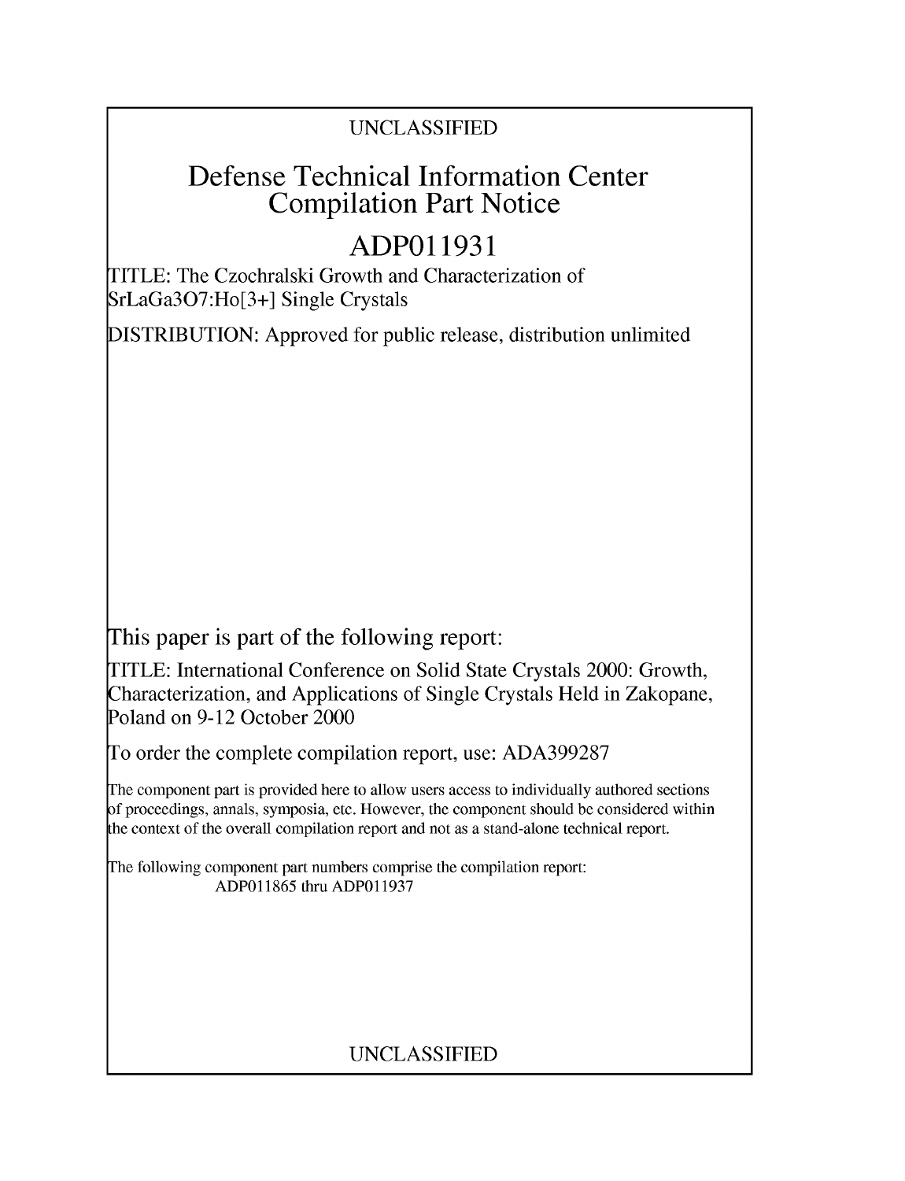UNCLASSIFIED

# Defense Technical Information Center
# Compilation Part Notice

# ADP011931

TITLE: The Czochralski Growth and Characterization of $SrLaGa_3O_7:Ho^{3+}$ Single Crystals

DISTRIBUTION: Approved for public release, distribution unlimited

This paper is part of the following report:

TITLE: International Conference on Solid State Crystals 2000: Growth, Characterization, and Applications of Single Crystals Held in Zakopane, Poland on 9-12 October 2000

To order the complete compilation report, use: ADA399287

The component part is provided here to allow users access to individually authored sections of proceedings, annals, symposia, etc. However, the component should be considered within the context of the overall compilation report and not as a stand-alone technical report.

The following component part numbers comprise the compilation report:
ADP011865 thru ADP011937

UNCLASSIFIED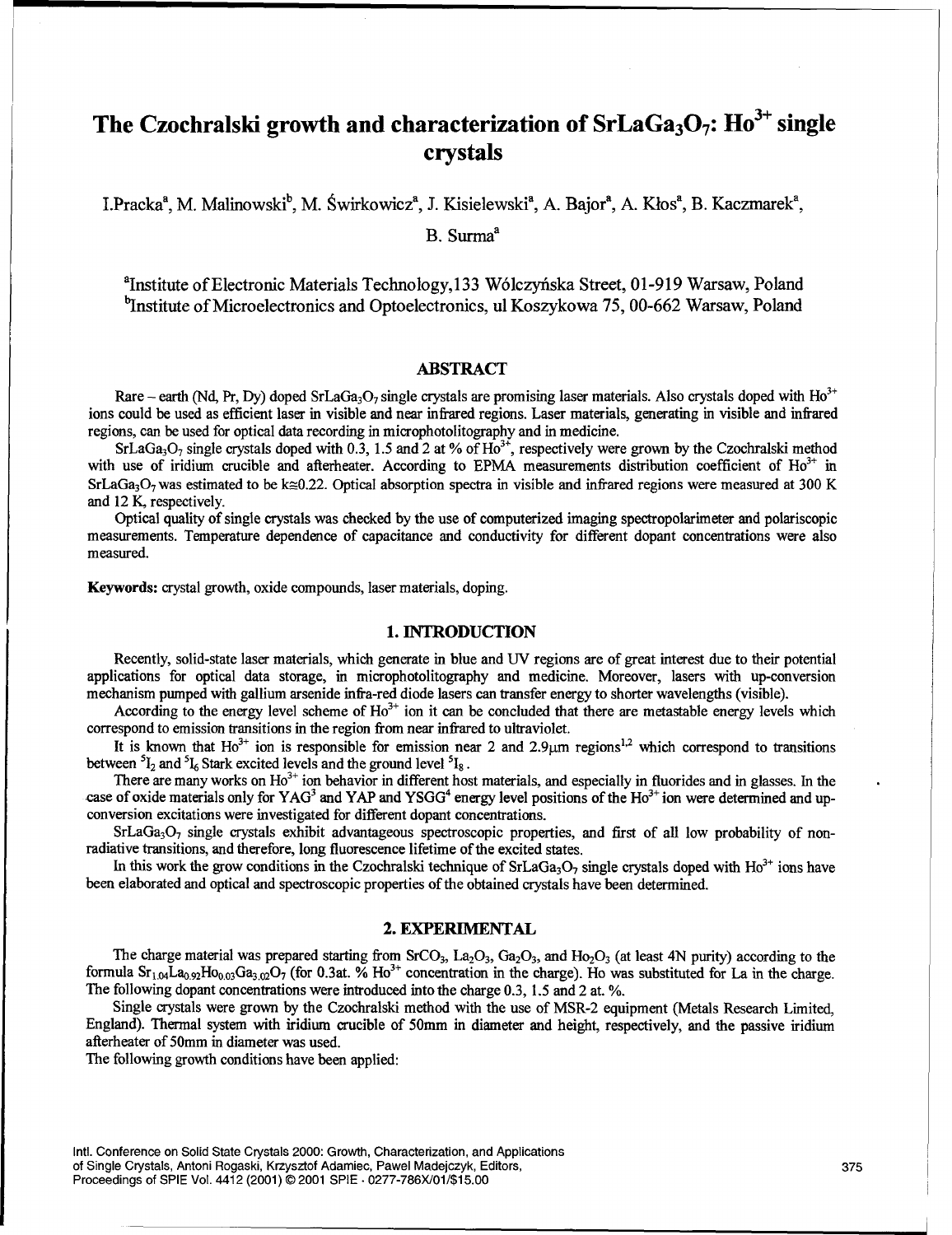# The Czochralski growth and characterization of $SrLaGa_3O_7$: $Ho^{3+}$ single crystals

I.Pracka[a], M. Malinowski[b], M. Świrkowicz[a], J. Kisielewski[a], A. Bajor[a], A. Kłos[a], B. Kaczmarek[a], B. Surma[a]

[a]Institute of Electronic Materials Technology, 133 Wólczyńska Street, 01-919 Warsaw, Poland
[b]Institute of Microelectronics and Optoelectronics, ul Koszykowa 75, 00-662 Warsaw, Poland

## ABSTRACT

Rare – earth (Nd, Pr, Dy) doped $SrLaGa_3O_7$ single crystals are promising laser materials. Also crystals doped with $Ho^{3+}$ ions could be used as efficient laser in visible and near infrared regions. Laser materials, generating in visible and infrared regions, can be used for optical data recording in microphotolitography and in medicine.

$SrLaGa_3O_7$ single crystals doped with 0.3, 1.5 and 2 at % of $Ho^{3+}$, respectively were grown by the Czochralski method with use of iridium crucible and afterheater. According to EPMA measurements distribution coefficient of $Ho^{3+}$ in $SrLaGa_3O_7$ was estimated to be $k \cong 0.22$. Optical absorption spectra in visible and infrared regions were measured at 300 K and 12 K, respectively.

Optical quality of single crystals was checked by the use of computerized imaging spectropolarimeter and polariscopic measurements. Temperature dependence of capacitance and conductivity for different dopant concentrations were also measured.

**Keywords:** crystal growth, oxide compounds, laser materials, doping.

## 1. INTRODUCTION

Recently, solid-state laser materials, which generate in blue and UV regions are of great interest due to their potential applications for optical data storage, in microphotolitography and medicine. Moreover, lasers with up-conversion mechanism pumped with gallium arsenide infra-red diode lasers can transfer energy to shorter wavelengths (visible).

According to the energy level scheme of $Ho^{3+}$ ion it can be concluded that there are metastable energy levels which correspond to emission transitions in the region from near infrared to ultraviolet.

It is known that $Ho^{3+}$ ion is responsible for emission near 2 and 2.9μm regions[1,2] which correspond to transitions between $^5I_7$ and $^5I_6$ Stark excited levels and the ground level $^5I_8$.

There are many works on $Ho^{3+}$ ion behavior in different host materials, and especially in fluorides and in glasses. In the case of oxide materials only for YAG[3] and YAP and YSGG[4] energy level positions of the $Ho^{3+}$ ion were determined and up-conversion excitations were investigated for different dopant concentrations.

$SrLaGa_3O_7$ single crystals exhibit advantageous spectroscopic properties, and first of all low probability of non-radiative transitions, and therefore, long fluorescence lifetime of the excited states.

In this work the grow conditions in the Czochralski technique of $SrLaGa_3O_7$ single crystals doped with $Ho^{3+}$ ions have been elaborated and optical and spectroscopic properties of the obtained crystals have been determined.

## 2. EXPERIMENTAL

The charge material was prepared starting from $SrCO_3$, $La_2O_3$, $Ga_2O_3$, and $Ho_2O_3$ (at least 4N purity) according to the formula $Sr_{1.04}La_{0.92}Ho_{0.03}Ga_{3.02}O_7$ (for 0.3at. % $Ho^{3+}$ concentration in the charge). Ho was substituted for La in the charge. The following dopant concentrations were introduced into the charge 0.3, 1.5 and 2 at. %.

Single crystals were grown by the Czochralski method with the use of MSR-2 equipment (Metals Research Limited, England). Thermal system with iridium crucible of 50mm in diameter and height, respectively, and the passive iridium afterheater of 50mm in diameter was used.

The following growth conditions have been applied: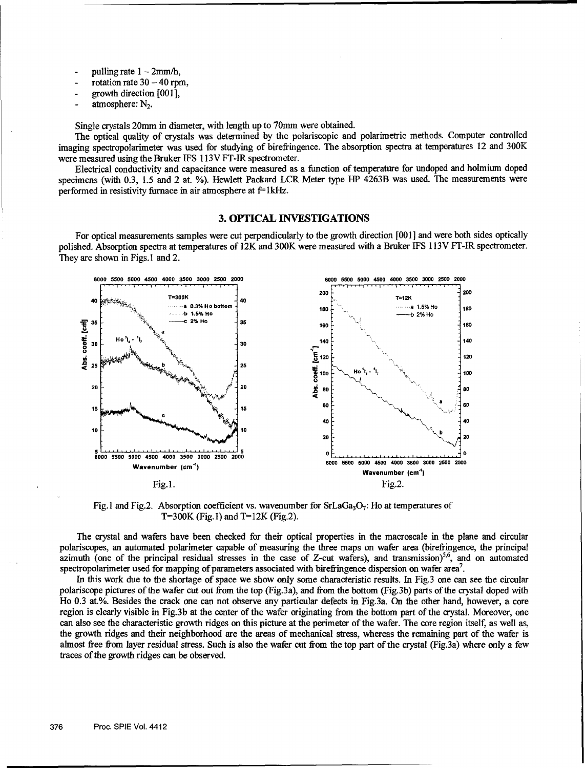- pulling rate 1 – 2mm/h,
- rotation rate 30 – 40 rpm,
- growth direction [001],
- atmosphere: $N_2$.

Single crystals 20mm in diameter, with length up to 70mm were obtained.

The optical quality of crystals was determined by the polariscopic and polarimetric methods. Computer controlled imaging spectropolarimeter was used for studying of birefringence. The absorption spectra at temperatures 12 and 300K were measured using the Bruker IFS 113V FT-IR spectrometer.

Electrical conductivity and capacitance were measured as a function of temperature for undoped and holmium doped specimens (with 0.3, 1.5 and 2 at. %). Hewlett Packard LCR Meter type HP 4263B was used. The measurements were performed in resistivity furnace in air atmosphere at f=1kHz.

## 3. OPTICAL INVESTIGATIONS

For optical measurements samples were cut perpendicularly to the growth direction [001] and were both sides optically polished. Absorption spectra at temperatures of 12K and 300K were measured with a Bruker IFS 113V FT-IR spectrometer. They are shown in Figs.1 and 2.

Fig.1.

Fig.2.

Fig.1 and Fig.2. Absorption coefficient vs. wavenumber for $SrLaGa_3O_7$: Ho at temperatures of T=300K (Fig.1) and T=12K (Fig.2).

The crystal and wafers have been checked for their optical properties in the macroscale in the plane and circular polariscopes, an automated polarimeter capable of measuring the three maps on wafer area (birefringence, the principal azimuth (one of the principal residual stresses in the case of Z-cut wafers), and transmission)[5,6], and on automated spectropolarimeter used for mapping of parameters associated with birefringence dispersion on wafer area[7].

In this work due to the shortage of space we show only some characteristic results. In Fig.3 one can see the circular polariscope pictures of the wafer cut out from the top (Fig.3a), and from the bottom (Fig.3b) parts of the crystal doped with Ho 0.3 at.%. Besides the crack one can not observe any particular defects in Fig.3a. On the other hand, however, a core region is clearly visible in Fig.3b at the center of the wafer originating from the bottom part of the crystal. Moreover, one can also see the characteristic growth ridges on this picture at the perimeter of the wafer. The core region itself, as well as, the growth ridges and their neighborhood are the areas of mechanical stress, whereas the remaining part of the wafer is almost free from layer residual stress. Such is also the wafer cut from the top part of the crystal (Fig.3a) where only a few traces of the growth ridges can be observed.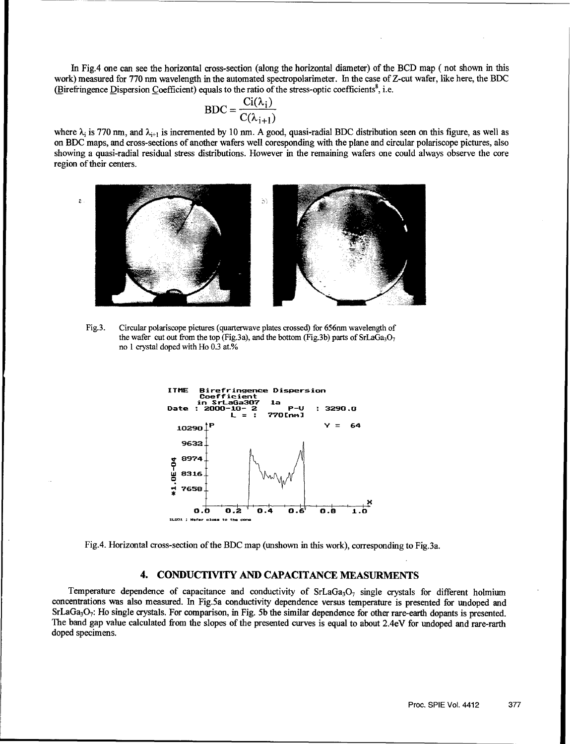In Fig.4 one can see the horizontal cross-section (along the horizontal diameter) of the BCD map ( not shown in this work) measured for 770 nm wavelength in the automated spectropolarimeter. In the case of Z-cut wafer, like here, the BDC (Birefringence Dispersion Coefficient) equals to the ratio of the stress-optic coefficients[8], i.e.

$$\mathrm{BDC} = \frac{\mathrm{Ci}(\lambda_i)}{\mathrm{C}(\lambda_{i+1})}$$

where $\lambda_i$ is 770 nm, and $\lambda_{i+1}$ is incremented by 10 nm. A good, quasi-radial BDC distribution seen on this figure, as well as on BDC maps, and cross-sections of another wafers well coresponding with the plane and circular polariscope pictures, also showing a quasi-radial residual stress distributions. However in the remaining wafers one could always observe the core region of their centers.

Fig.3. Circular polariscope pictures (quarterwave plates crossed) for 656nm wavelength of the wafer cut out from the top (Fig.3a), and the bottom (Fig.3b) parts of $SrLaGa_3O_7$ no 1 crystal doped with Ho 0.3 at.%

Fig.4. Horizontal cross-section of the BDC map (unshown in this work), corresponding to Fig.3a.

## 4. CONDUCTIVITY AND CAPACITANCE MEASURMENTS

Temperature dependence of capacitance and conductivity of $SrLaGa_3O_7$ single crystals for different holmium concentrations was also measured. In Fig.5a conductivity dependence versus temperature is presented for undoped and $SrLaGa_3O_7$: Ho single crystals. For comparison, in Fig. 5b the similar dependence for other rare-earth dopants is presented. The band gap value calculated from the slopes of the presented curves is equal to about 2.4eV for undoped and rare-rarth doped specimens.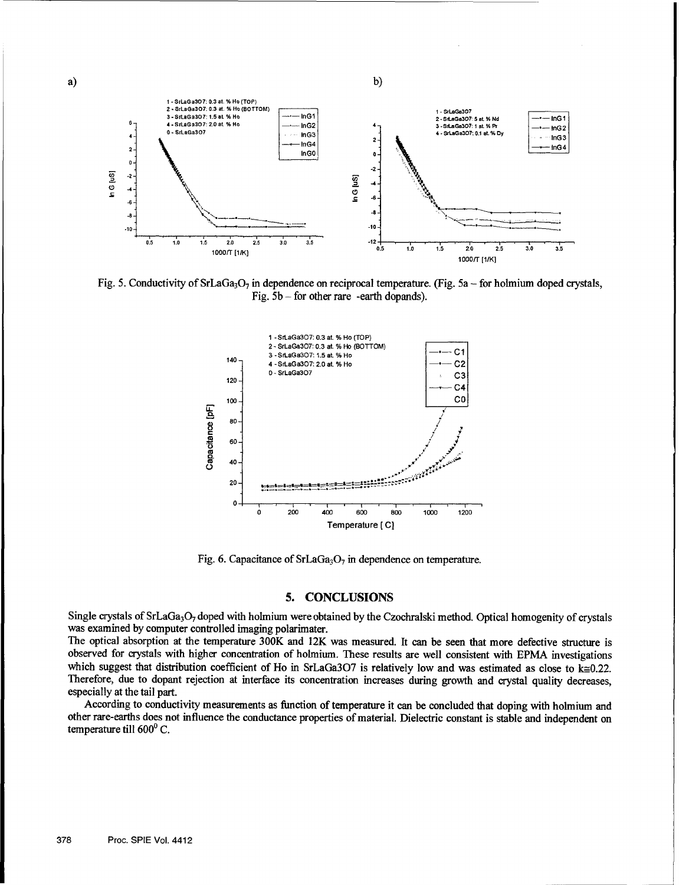Fig. 5. Conductivity of $SrLaGa_3O_7$ in dependence on reciprocal temperature. (Fig. 5a – for holmium doped crystals, Fig. 5b – for other rare -earth dopands).

Fig. 6. Capacitance of $SrLaGa_3O_7$ in dependence on temperature.

## 5. CONCLUSIONS

Single crystals of $SrLaGa_3O_7$ doped with holmium were obtained by the Czochralski method. Optical homogenity of crystals was examined by computer controlled imaging polarimater.

The optical absorption at the temperature 300K and 12K was measured. It can be seen that more defective structure is observed for crystals with higher concentration of holmium. These results are well consistent with EPMA investigations which suggest that distribution coefficient of Ho in SrLaGa3O7 is relatively low and was estimated as close to $k \cong 0.22$. Therefore, due to dopant rejection at interface its concentration increases during growth and crystal quality decreases, especially at the tail part.

According to conductivity measurements as function of temperature it can be concluded that doping with holmium and other rare-earths does not influence the conductance properties of material. Dielectric constant is stable and independent on temperature till $600^0$ C.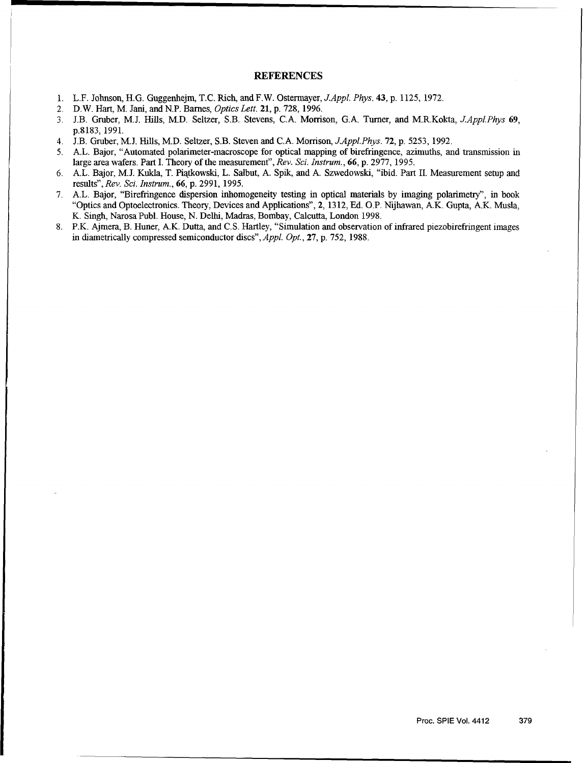## REFERENCES

1. L.F. Johnson, H.G. Guggenhejm, T.C. Rich, and F.W. Ostermayer, *J.Appl. Phys.* **43**, p. 1125, 1972.
2. D.W. Hart, M. Jani, and N.P. Barnes, *Optics Lett.* **21**, p. 728, 1996.
3. J.B. Gruber, M.J. Hills, M.D. Seltzer, S.B. Stevens, C.A. Morrison, G.A. Turner, and M.R.Kokta, *J.Appl.Phys* **69**, p.8183, 1991.
4. J.B. Gruber, M.J. Hills, M.D. Seltzer, S.B. Steven and C.A. Morrison, *J.Appl.Phys.* **72**, p. 5253, 1992.
5. A.L. Bajor, "Automated polarimeter-macroscope for optical mapping of birefringence, azimuths, and transmission in large area wafers. Part I. Theory of the measurement", *Rev. Sci. Instrum.*, **66**, p. 2977, 1995.
6. A.L. Bajor, M.J. Kukla, T. Piątkowski, L. Salbut, A. Spik, and A. Szwedowski, "ibid. Part II. Measurement setup and results", *Rev. Sci. Instrum.*, **66**, p. 2991, 1995.
7. A.L. Bajor, "Birefringence dispersion inhomogeneity testing in optical materials by imaging polarimetry", in book "Optics and Optoelectronics. Theory, Devices and Applications", **2**, 1312, Ed. O.P. Nijhawan, A.K. Gupta, A.K. Musla, K. Singh, Narosa Publ. House, N. Delhi, Madras, Bombay, Calcutta, London 1998.
8. P.K. Ajmera, B. Huner, A.K. Dutta, and C.S. Hartley, "Simulation and observation of infrared piezobirefringent images in diametrically compressed semiconductor discs", *Appl. Opt.*, **27**, p. 752, 1988.